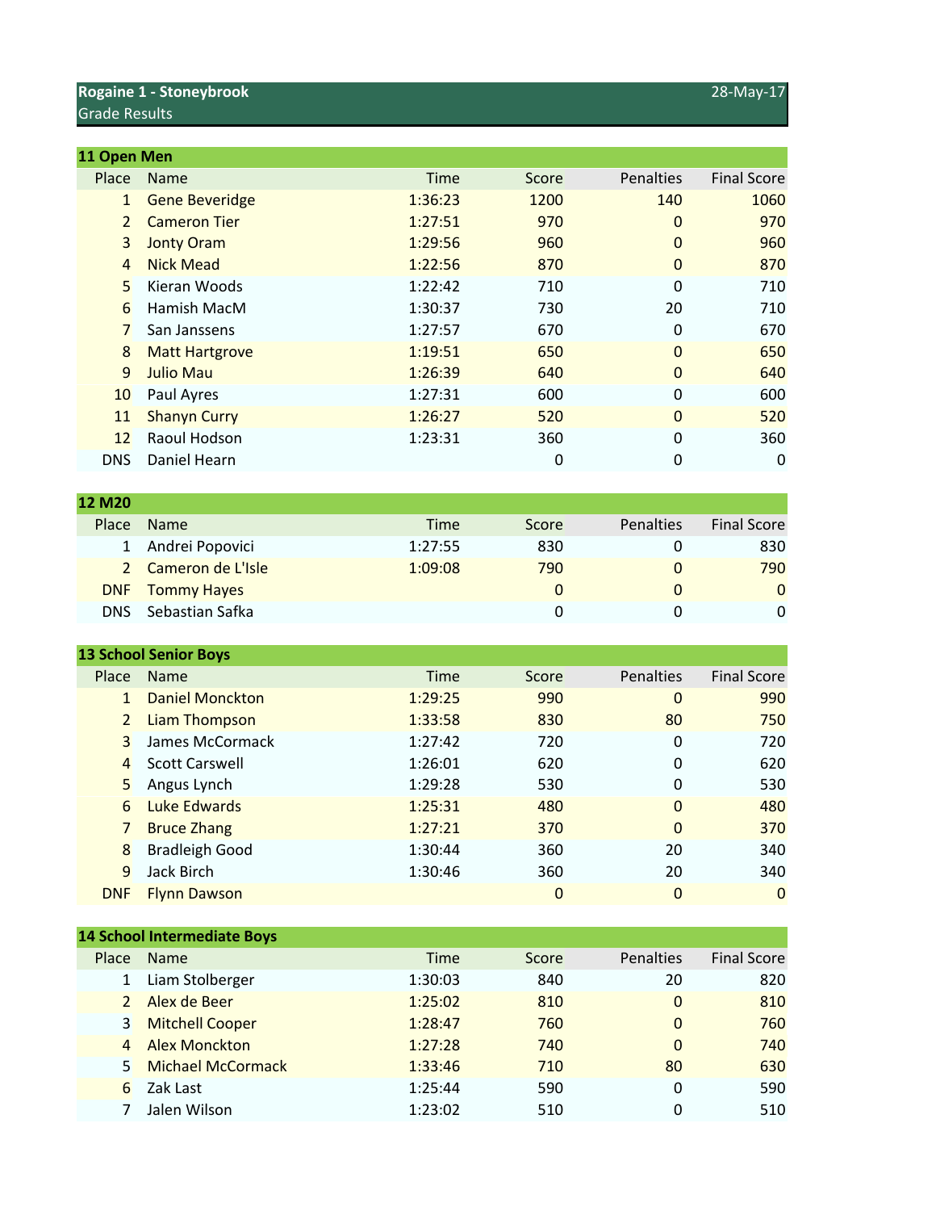**Rogaine 1 - Stoneybrook** 28-May-17

Grade Results

### 11 Open Men

| Place | Name | Time | Score | Penalties | Final Score |
|---|---|---|---|---|---|
| 1 | Gene Beveridge | 1:36:23 | 1200 | 140 | 1060 |
| 2 | Cameron Tier | 1:27:51 | 970 | 0 | 970 |
| 3 | Jonty Oram | 1:29:56 | 960 | 0 | 960 |
| 4 | Nick Mead | 1:22:56 | 870 | 0 | 870 |
| 5 | Kieran Woods | 1:22:42 | 710 | 0 | 710 |
| 6 | Hamish MacM | 1:30:37 | 730 | 20 | 710 |
| 7 | San Janssens | 1:27:57 | 670 | 0 | 670 |
| 8 | Matt Hartgrove | 1:19:51 | 650 | 0 | 650 |
| 9 | Julio Mau | 1:26:39 | 640 | 0 | 640 |
| 10 | Paul Ayres | 1:27:31 | 600 | 0 | 600 |
| 11 | Shanyn Curry | 1:26:27 | 520 | 0 | 520 |
| 12 | Raoul Hodson | 1:23:31 | 360 | 0 | 360 |
| DNS | Daniel Hearn | | 0 | 0 | 0 |

### 12 M20

| Place | Name | Time | Score | Penalties | Final Score |
|---|---|---|---|---|---|
| 1 | Andrei Popovici | 1:27:55 | 830 | 0 | 830 |
| 2 | Cameron de L'Isle | 1:09:08 | 790 | 0 | 790 |
| DNF | Tommy Hayes | | 0 | 0 | 0 |
| DNS | Sebastian Safka | | 0 | 0 | 0 |

### 13 School Senior Boys

| Place | Name | Time | Score | Penalties | Final Score |
|---|---|---|---|---|---|
| 1 | Daniel Monckton | 1:29:25 | 990 | 0 | 990 |
| 2 | Liam Thompson | 1:33:58 | 830 | 80 | 750 |
| 3 | James McCormack | 1:27:42 | 720 | 0 | 720 |
| 4 | Scott Carswell | 1:26:01 | 620 | 0 | 620 |
| 5 | Angus Lynch | 1:29:28 | 530 | 0 | 530 |
| 6 | Luke Edwards | 1:25:31 | 480 | 0 | 480 |
| 7 | Bruce Zhang | 1:27:21 | 370 | 0 | 370 |
| 8 | Bradleigh Good | 1:30:44 | 360 | 20 | 340 |
| 9 | Jack Birch | 1:30:46 | 360 | 20 | 340 |
| DNF | Flynn Dawson | | 0 | 0 | 0 |

### 14 School Intermediate Boys

| Place | Name | Time | Score | Penalties | Final Score |
|---|---|---|---|---|---|
| 1 | Liam Stolberger | 1:30:03 | 840 | 20 | 820 |
| 2 | Alex de Beer | 1:25:02 | 810 | 0 | 810 |
| 3 | Mitchell Cooper | 1:28:47 | 760 | 0 | 760 |
| 4 | Alex Monckton | 1:27:28 | 740 | 0 | 740 |
| 5 | Michael McCormack | 1:33:46 | 710 | 80 | 630 |
| 6 | Zak Last | 1:25:44 | 590 | 0 | 590 |
| 7 | Jalen Wilson | 1:23:02 | 510 | 0 | 510 |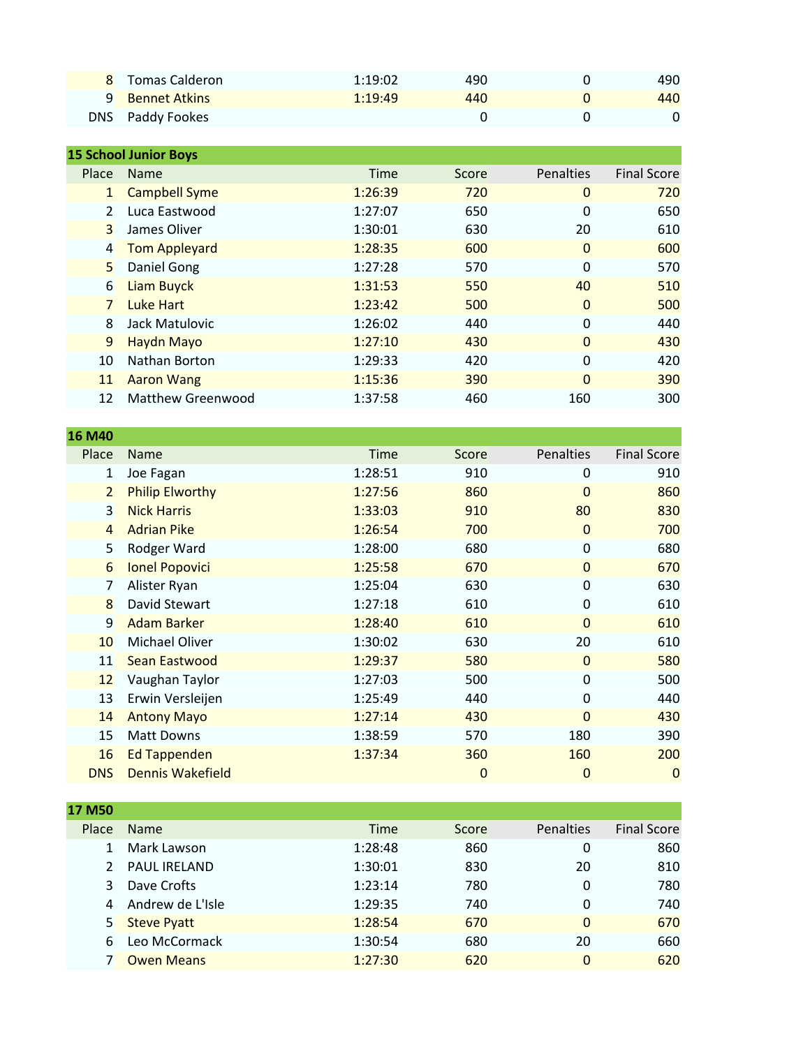| Place | Name | Time | Score | Penalties | Final Score |
|---|---|---|---|---|---|
| 8 | Tomas Calderon | 1:19:02 | 490 | 0 | 490 |
| 9 | Bennet Atkins | 1:19:49 | 440 | 0 | 440 |
| DNS | Paddy Fookes | | 0 | 0 | 0 |

## 15 School Junior Boys

| Place | Name | Time | Score | Penalties | Final Score |
|---|---|---|---|---|---|
| 1 | Campbell Syme | 1:26:39 | 720 | 0 | 720 |
| 2 | Luca Eastwood | 1:27:07 | 650 | 0 | 650 |
| 3 | James Oliver | 1:30:01 | 630 | 20 | 610 |
| 4 | Tom Appleyard | 1:28:35 | 600 | 0 | 600 |
| 5 | Daniel Gong | 1:27:28 | 570 | 0 | 570 |
| 6 | Liam Buyck | 1:31:53 | 550 | 40 | 510 |
| 7 | Luke Hart | 1:23:42 | 500 | 0 | 500 |
| 8 | Jack Matulovic | 1:26:02 | 440 | 0 | 440 |
| 9 | Haydn Mayo | 1:27:10 | 430 | 0 | 430 |
| 10 | Nathan Borton | 1:29:33 | 420 | 0 | 420 |
| 11 | Aaron Wang | 1:15:36 | 390 | 0 | 390 |
| 12 | Matthew Greenwood | 1:37:58 | 460 | 160 | 300 |

## 16 M40

| Place | Name | Time | Score | Penalties | Final Score |
|---|---|---|---|---|---|
| 1 | Joe Fagan | 1:28:51 | 910 | 0 | 910 |
| 2 | Philip Elworthy | 1:27:56 | 860 | 0 | 860 |
| 3 | Nick Harris | 1:33:03 | 910 | 80 | 830 |
| 4 | Adrian Pike | 1:26:54 | 700 | 0 | 700 |
| 5 | Rodger Ward | 1:28:00 | 680 | 0 | 680 |
| 6 | Ionel Popovici | 1:25:58 | 670 | 0 | 670 |
| 7 | Alister Ryan | 1:25:04 | 630 | 0 | 630 |
| 8 | David Stewart | 1:27:18 | 610 | 0 | 610 |
| 9 | Adam Barker | 1:28:40 | 610 | 0 | 610 |
| 10 | Michael Oliver | 1:30:02 | 630 | 20 | 610 |
| 11 | Sean Eastwood | 1:29:37 | 580 | 0 | 580 |
| 12 | Vaughan Taylor | 1:27:03 | 500 | 0 | 500 |
| 13 | Erwin Versleijen | 1:25:49 | 440 | 0 | 440 |
| 14 | Antony Mayo | 1:27:14 | 430 | 0 | 430 |
| 15 | Matt Downs | 1:38:59 | 570 | 180 | 390 |
| 16 | Ed Tappenden | 1:37:34 | 360 | 160 | 200 |
| DNS | Dennis Wakefield | | 0 | 0 | 0 |

## 17 M50

| Place | Name | Time | Score | Penalties | Final Score |
|---|---|---|---|---|---|
| 1 | Mark Lawson | 1:28:48 | 860 | 0 | 860 |
| 2 | PAUL IRELAND | 1:30:01 | 830 | 20 | 810 |
| 3 | Dave Crofts | 1:23:14 | 780 | 0 | 780 |
| 4 | Andrew de L'Isle | 1:29:35 | 740 | 0 | 740 |
| 5 | Steve Pyatt | 1:28:54 | 670 | 0 | 670 |
| 6 | Leo McCormack | 1:30:54 | 680 | 20 | 660 |
| 7 | Owen Means | 1:27:30 | 620 | 0 | 620 |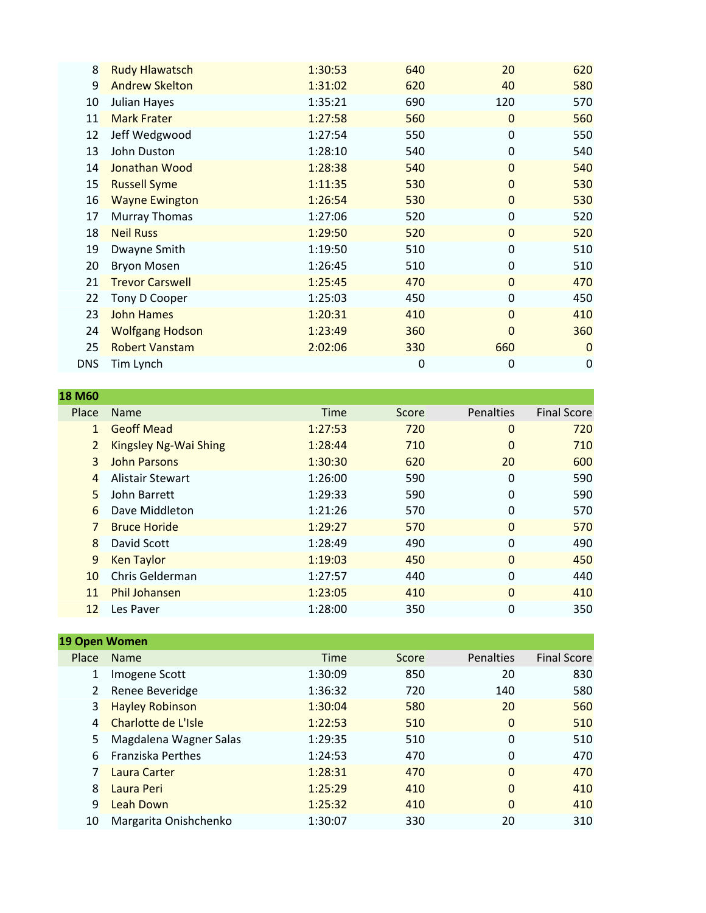| Place | Name | Time | Score | Penalties | Final Score |
|---|---|---|---|---|---|
| 8 | Rudy Hlawatsch | 1:30:53 | 640 | 20 | 620 |
| 9 | Andrew Skelton | 1:31:02 | 620 | 40 | 580 |
| 10 | Julian Hayes | 1:35:21 | 690 | 120 | 570 |
| 11 | Mark Frater | 1:27:58 | 560 | 0 | 560 |
| 12 | Jeff Wedgwood | 1:27:54 | 550 | 0 | 550 |
| 13 | John Duston | 1:28:10 | 540 | 0 | 540 |
| 14 | Jonathan Wood | 1:28:38 | 540 | 0 | 540 |
| 15 | Russell Syme | 1:11:35 | 530 | 0 | 530 |
| 16 | Wayne Ewington | 1:26:54 | 530 | 0 | 530 |
| 17 | Murray Thomas | 1:27:06 | 520 | 0 | 520 |
| 18 | Neil Russ | 1:29:50 | 520 | 0 | 520 |
| 19 | Dwayne Smith | 1:19:50 | 510 | 0 | 510 |
| 20 | Bryon Mosen | 1:26:45 | 510 | 0 | 510 |
| 21 | Trevor Carswell | 1:25:45 | 470 | 0 | 470 |
| 22 | Tony D Cooper | 1:25:03 | 450 | 0 | 450 |
| 23 | John Hames | 1:20:31 | 410 | 0 | 410 |
| 24 | Wolfgang Hodson | 1:23:49 | 360 | 0 | 360 |
| 25 | Robert Vanstam | 2:02:06 | 330 | 660 | 0 |
| DNS | Tim Lynch | | 0 | 0 | 0 |

**18 M60**

| Place | Name | Time | Score | Penalties | Final Score |
|---|---|---|---|---|---|
| 1 | Geoff Mead | 1:27:53 | 720 | 0 | 720 |
| 2 | Kingsley Ng-Wai Shing | 1:28:44 | 710 | 0 | 710 |
| 3 | John Parsons | 1:30:30 | 620 | 20 | 600 |
| 4 | Alistair Stewart | 1:26:00 | 590 | 0 | 590 |
| 5 | John Barrett | 1:29:33 | 590 | 0 | 590 |
| 6 | Dave Middleton | 1:21:26 | 570 | 0 | 570 |
| 7 | Bruce Horide | 1:29:27 | 570 | 0 | 570 |
| 8 | David Scott | 1:28:49 | 490 | 0 | 490 |
| 9 | Ken Taylor | 1:19:03 | 450 | 0 | 450 |
| 10 | Chris Gelderman | 1:27:57 | 440 | 0 | 440 |
| 11 | Phil Johansen | 1:23:05 | 410 | 0 | 410 |
| 12 | Les Paver | 1:28:00 | 350 | 0 | 350 |

**19 Open Women**

| Place | Name | Time | Score | Penalties | Final Score |
|---|---|---|---|---|---|
| 1 | Imogene Scott | 1:30:09 | 850 | 20 | 830 |
| 2 | Renee Beveridge | 1:36:32 | 720 | 140 | 580 |
| 3 | Hayley Robinson | 1:30:04 | 580 | 20 | 560 |
| 4 | Charlotte de L'Isle | 1:22:53 | 510 | 0 | 510 |
| 5 | Magdalena Wagner Salas | 1:29:35 | 510 | 0 | 510 |
| 6 | Franziska Perthes | 1:24:53 | 470 | 0 | 470 |
| 7 | Laura Carter | 1:28:31 | 470 | 0 | 470 |
| 8 | Laura Peri | 1:25:29 | 410 | 0 | 410 |
| 9 | Leah Down | 1:25:32 | 410 | 0 | 410 |
| 10 | Margarita Onishchenko | 1:30:07 | 330 | 20 | 310 |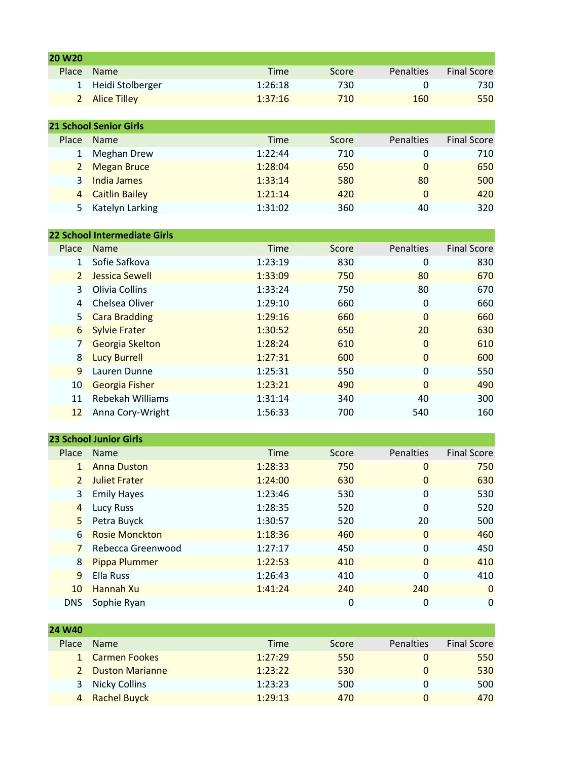## 20 W20

| Place | Name | Time | Score | Penalties | Final Score |
|---|---|---|---|---|---|
| 1 | Heidi Stolberger | 1:26:18 | 730 | 0 | 730 |
| 2 | Alice Tilley | 1:37:16 | 710 | 160 | 550 |

## 21 School Senior Girls

| Place | Name | Time | Score | Penalties | Final Score |
|---|---|---|---|---|---|
| 1 | Meghan Drew | 1:22:44 | 710 | 0 | 710 |
| 2 | Megan Bruce | 1:28:04 | 650 | 0 | 650 |
| 3 | India James | 1:33:14 | 580 | 80 | 500 |
| 4 | Caitlin Bailey | 1:21:14 | 420 | 0 | 420 |
| 5 | Katelyn Larking | 1:31:02 | 360 | 40 | 320 |

## 22 School Intermediate Girls

| Place | Name | Time | Score | Penalties | Final Score |
|---|---|---|---|---|---|
| 1 | Sofie Safkova | 1:23:19 | 830 | 0 | 830 |
| 2 | Jessica Sewell | 1:33:09 | 750 | 80 | 670 |
| 3 | Olivia Collins | 1:33:24 | 750 | 80 | 670 |
| 4 | Chelsea Oliver | 1:29:10 | 660 | 0 | 660 |
| 5 | Cara Bradding | 1:29:16 | 660 | 0 | 660 |
| 6 | Sylvie Frater | 1:30:52 | 650 | 20 | 630 |
| 7 | Georgia Skelton | 1:28:24 | 610 | 0 | 610 |
| 8 | Lucy Burrell | 1:27:31 | 600 | 0 | 600 |
| 9 | Lauren Dunne | 1:25:31 | 550 | 0 | 550 |
| 10 | Georgia Fisher | 1:23:21 | 490 | 0 | 490 |
| 11 | Rebekah Williams | 1:31:14 | 340 | 40 | 300 |
| 12 | Anna Cory-Wright | 1:56:33 | 700 | 540 | 160 |

## 23 School Junior Girls

| Place | Name | Time | Score | Penalties | Final Score |
|---|---|---|---|---|---|
| 1 | Anna Duston | 1:28:33 | 750 | 0 | 750 |
| 2 | Juliet Frater | 1:24:00 | 630 | 0 | 630 |
| 3 | Emily Hayes | 1:23:46 | 530 | 0 | 530 |
| 4 | Lucy Russ | 1:28:35 | 520 | 0 | 520 |
| 5 | Petra Buyck | 1:30:57 | 520 | 20 | 500 |
| 6 | Rosie Monckton | 1:18:36 | 460 | 0 | 460 |
| 7 | Rebecca Greenwood | 1:27:17 | 450 | 0 | 450 |
| 8 | Pippa Plummer | 1:22:53 | 410 | 0 | 410 |
| 9 | Ella Russ | 1:26:43 | 410 | 0 | 410 |
| 10 | Hannah Xu | 1:41:24 | 240 | 240 | 0 |
| DNS | Sophie Ryan | | 0 | 0 | 0 |

## 24 W40

| Place | Name | Time | Score | Penalties | Final Score |
|---|---|---|---|---|---|
| 1 | Carmen Fookes | 1:27:29 | 550 | 0 | 550 |
| 2 | Duston Marianne | 1:23:22 | 530 | 0 | 530 |
| 3 | Nicky Collins | 1:23:23 | 500 | 0 | 500 |
| 4 | Rachel Buyck | 1:29:13 | 470 | 0 | 470 |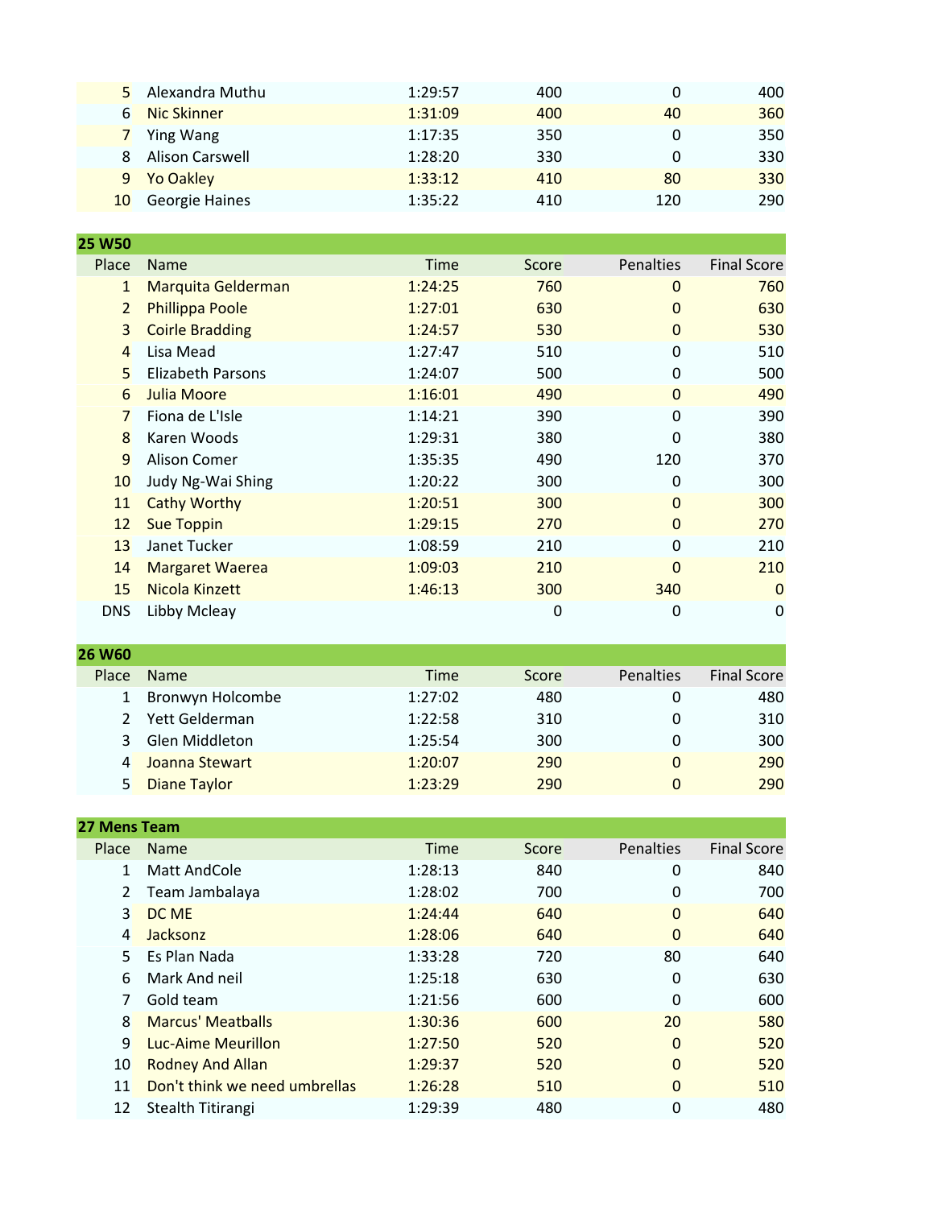| Place | Name | Time | Score | Penalties | Final Score |
|---|---|---|---|---|---|
| 5 | Alexandra Muthu | 1:29:57 | 400 | 0 | 400 |
| 6 | Nic Skinner | 1:31:09 | 400 | 40 | 360 |
| 7 | Ying Wang | 1:17:35 | 350 | 0 | 350 |
| 8 | Alison Carswell | 1:28:20 | 330 | 0 | 330 |
| 9 | Yo Oakley | 1:33:12 | 410 | 80 | 330 |
| 10 | Georgie Haines | 1:35:22 | 410 | 120 | 290 |

## 25 W50

| Place | Name | Time | Score | Penalties | Final Score |
|---|---|---|---|---|---|
| 1 | Marquita Gelderman | 1:24:25 | 760 | 0 | 760 |
| 2 | Phillippa Poole | 1:27:01 | 630 | 0 | 630 |
| 3 | Coirle Bradding | 1:24:57 | 530 | 0 | 530 |
| 4 | Lisa Mead | 1:27:47 | 510 | 0 | 510 |
| 5 | Elizabeth Parsons | 1:24:07 | 500 | 0 | 500 |
| 6 | Julia Moore | 1:16:01 | 490 | 0 | 490 |
| 7 | Fiona de L'Isle | 1:14:21 | 390 | 0 | 390 |
| 8 | Karen Woods | 1:29:31 | 380 | 0 | 380 |
| 9 | Alison Comer | 1:35:35 | 490 | 120 | 370 |
| 10 | Judy Ng-Wai Shing | 1:20:22 | 300 | 0 | 300 |
| 11 | Cathy Worthy | 1:20:51 | 300 | 0 | 300 |
| 12 | Sue Toppin | 1:29:15 | 270 | 0 | 270 |
| 13 | Janet Tucker | 1:08:59 | 210 | 0 | 210 |
| 14 | Margaret Waerea | 1:09:03 | 210 | 0 | 210 |
| 15 | Nicola Kinzett | 1:46:13 | 300 | 340 | 0 |
| DNS | Libby Mcleay | | 0 | 0 | 0 |

## 26 W60

| Place | Name | Time | Score | Penalties | Final Score |
|---|---|---|---|---|---|
| 1 | Bronwyn Holcombe | 1:27:02 | 480 | 0 | 480 |
| 2 | Yett Gelderman | 1:22:58 | 310 | 0 | 310 |
| 3 | Glen Middleton | 1:25:54 | 300 | 0 | 300 |
| 4 | Joanna Stewart | 1:20:07 | 290 | 0 | 290 |
| 5 | Diane Taylor | 1:23:29 | 290 | 0 | 290 |

## 27 Mens Team

| Place | Name | Time | Score | Penalties | Final Score |
|---|---|---|---|---|---|
| 1 | Matt AndCole | 1:28:13 | 840 | 0 | 840 |
| 2 | Team Jambalaya | 1:28:02 | 700 | 0 | 700 |
| 3 | DC ME | 1:24:44 | 640 | 0 | 640 |
| 4 | Jacksonz | 1:28:06 | 640 | 0 | 640 |
| 5 | Es Plan Nada | 1:33:28 | 720 | 80 | 640 |
| 6 | Mark And neil | 1:25:18 | 630 | 0 | 630 |
| 7 | Gold team | 1:21:56 | 600 | 0 | 600 |
| 8 | Marcus' Meatballs | 1:30:36 | 600 | 20 | 580 |
| 9 | Luc-Aime Meurillon | 1:27:50 | 520 | 0 | 520 |
| 10 | Rodney And Allan | 1:29:37 | 520 | 0 | 520 |
| 11 | Don't think we need umbrellas | 1:26:28 | 510 | 0 | 510 |
| 12 | Stealth Titirangi | 1:29:39 | 480 | 0 | 480 |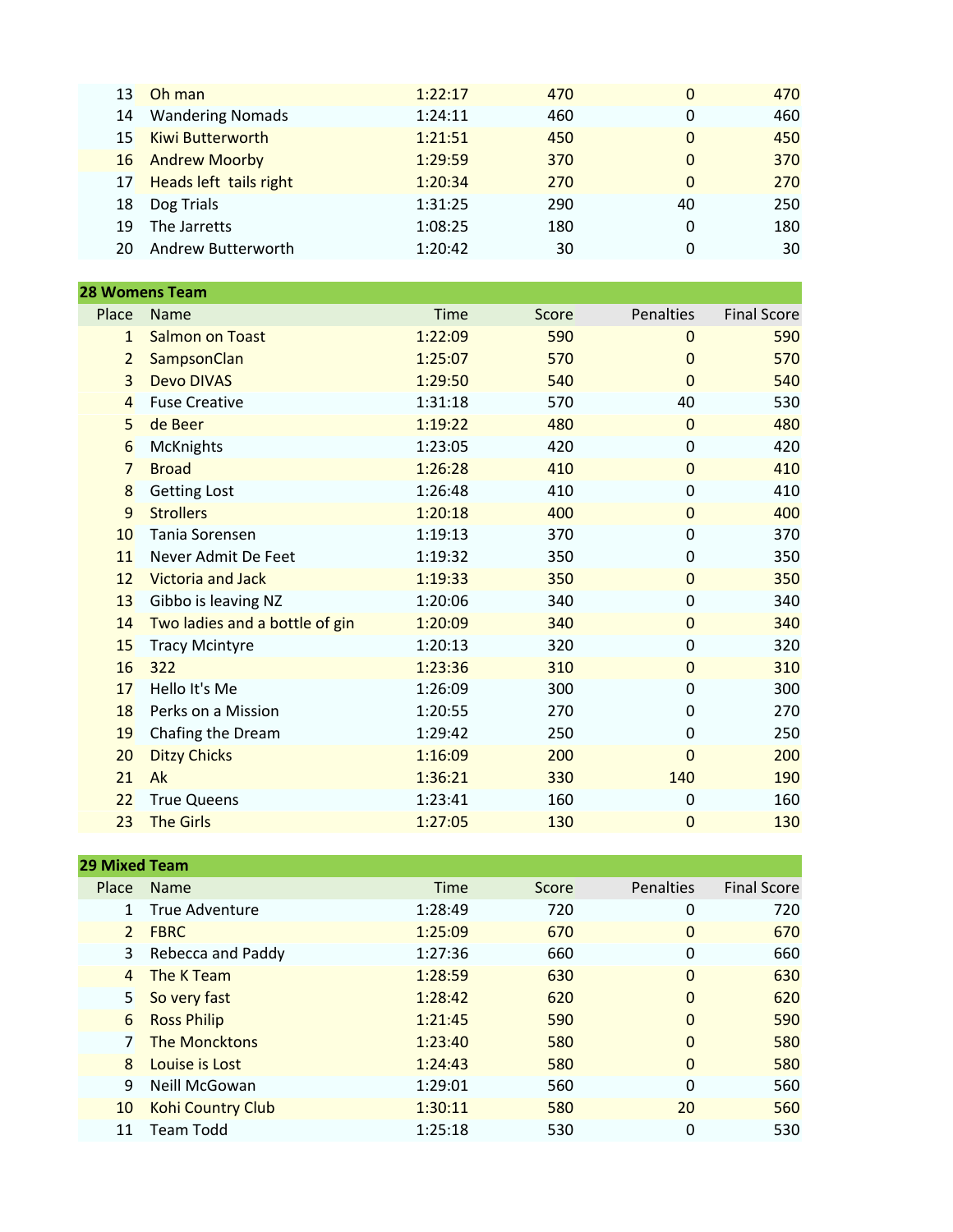| Place | Name | Time | Score | Penalties | Final Score |
|---|---|---|---|---|---|
| 13 | Oh man | 1:22:17 | 470 | 0 | 470 |
| 14 | Wandering Nomads | 1:24:11 | 460 | 0 | 460 |
| 15 | Kiwi Butterworth | 1:21:51 | 450 | 0 | 450 |
| 16 | Andrew Moorby | 1:29:59 | 370 | 0 | 370 |
| 17 | Heads left tails right | 1:20:34 | 270 | 0 | 270 |
| 18 | Dog Trials | 1:31:25 | 290 | 40 | 250 |
| 19 | The Jarretts | 1:08:25 | 180 | 0 | 180 |
| 20 | Andrew Butterworth | 1:20:42 | 30 | 0 | 30 |

## 28 Womens Team

| Place | Name | Time | Score | Penalties | Final Score |
|---|---|---|---|---|---|
| 1 | Salmon on Toast | 1:22:09 | 590 | 0 | 590 |
| 2 | SampsonClan | 1:25:07 | 570 | 0 | 570 |
| 3 | Devo DIVAS | 1:29:50 | 540 | 0 | 540 |
| 4 | Fuse Creative | 1:31:18 | 570 | 40 | 530 |
| 5 | de Beer | 1:19:22 | 480 | 0 | 480 |
| 6 | McKnights | 1:23:05 | 420 | 0 | 420 |
| 7 | Broad | 1:26:28 | 410 | 0 | 410 |
| 8 | Getting Lost | 1:26:48 | 410 | 0 | 410 |
| 9 | Strollers | 1:20:18 | 400 | 0 | 400 |
| 10 | Tania Sorensen | 1:19:13 | 370 | 0 | 370 |
| 11 | Never Admit De Feet | 1:19:32 | 350 | 0 | 350 |
| 12 | Victoria and Jack | 1:19:33 | 350 | 0 | 350 |
| 13 | Gibbo is leaving NZ | 1:20:06 | 340 | 0 | 340 |
| 14 | Two ladies and a bottle of gin | 1:20:09 | 340 | 0 | 340 |
| 15 | Tracy Mcintyre | 1:20:13 | 320 | 0 | 320 |
| 16 | 322 | 1:23:36 | 310 | 0 | 310 |
| 17 | Hello It's Me | 1:26:09 | 300 | 0 | 300 |
| 18 | Perks on a Mission | 1:20:55 | 270 | 0 | 270 |
| 19 | Chafing the Dream | 1:29:42 | 250 | 0 | 250 |
| 20 | Ditzy Chicks | 1:16:09 | 200 | 0 | 200 |
| 21 | Ak | 1:36:21 | 330 | 140 | 190 |
| 22 | True Queens | 1:23:41 | 160 | 0 | 160 |
| 23 | The Girls | 1:27:05 | 130 | 0 | 130 |

## 29 Mixed Team

| Place | Name | Time | Score | Penalties | Final Score |
|---|---|---|---|---|---|
| 1 | True Adventure | 1:28:49 | 720 | 0 | 720 |
| 2 | FBRC | 1:25:09 | 670 | 0 | 670 |
| 3 | Rebecca and Paddy | 1:27:36 | 660 | 0 | 660 |
| 4 | The K Team | 1:28:59 | 630 | 0 | 630 |
| 5 | So very fast | 1:28:42 | 620 | 0 | 620 |
| 6 | Ross Philip | 1:21:45 | 590 | 0 | 590 |
| 7 | The Moncktons | 1:23:40 | 580 | 0 | 580 |
| 8 | Louise is Lost | 1:24:43 | 580 | 0 | 580 |
| 9 | Neill McGowan | 1:29:01 | 560 | 0 | 560 |
| 10 | Kohi Country Club | 1:30:11 | 580 | 20 | 560 |
| 11 | Team Todd | 1:25:18 | 530 | 0 | 530 |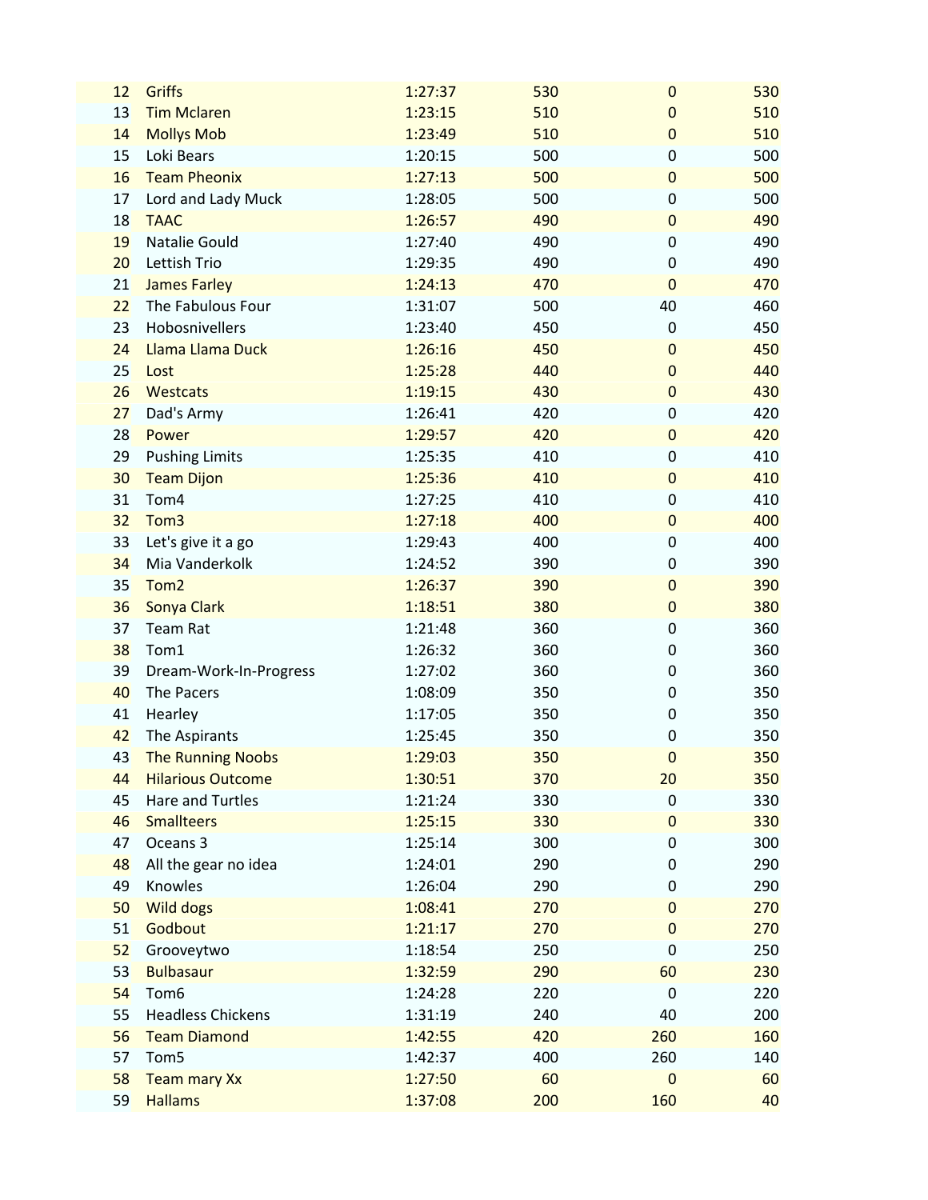| | | | | | |
|---|---|---|---|---|---|
| 12 | Griffs | 1:27:37 | 530 | 0 | 530 |
| 13 | Tim Mclaren | 1:23:15 | 510 | 0 | 510 |
| 14 | Mollys Mob | 1:23:49 | 510 | 0 | 510 |
| 15 | Loki Bears | 1:20:15 | 500 | 0 | 500 |
| 16 | Team Pheonix | 1:27:13 | 500 | 0 | 500 |
| 17 | Lord and Lady Muck | 1:28:05 | 500 | 0 | 500 |
| 18 | TAAC | 1:26:57 | 490 | 0 | 490 |
| 19 | Natalie Gould | 1:27:40 | 490 | 0 | 490 |
| 20 | Lettish Trio | 1:29:35 | 490 | 0 | 490 |
| 21 | James Farley | 1:24:13 | 470 | 0 | 470 |
| 22 | The Fabulous Four | 1:31:07 | 500 | 40 | 460 |
| 23 | Hobosnivellers | 1:23:40 | 450 | 0 | 450 |
| 24 | Llama Llama Duck | 1:26:16 | 450 | 0 | 450 |
| 25 | Lost | 1:25:28 | 440 | 0 | 440 |
| 26 | Westcats | 1:19:15 | 430 | 0 | 430 |
| 27 | Dad's Army | 1:26:41 | 420 | 0 | 420 |
| 28 | Power | 1:29:57 | 420 | 0 | 420 |
| 29 | Pushing Limits | 1:25:35 | 410 | 0 | 410 |
| 30 | Team Dijon | 1:25:36 | 410 | 0 | 410 |
| 31 | Tom4 | 1:27:25 | 410 | 0 | 410 |
| 32 | Tom3 | 1:27:18 | 400 | 0 | 400 |
| 33 | Let's give it a go | 1:29:43 | 400 | 0 | 400 |
| 34 | Mia Vanderkolk | 1:24:52 | 390 | 0 | 390 |
| 35 | Tom2 | 1:26:37 | 390 | 0 | 390 |
| 36 | Sonya Clark | 1:18:51 | 380 | 0 | 380 |
| 37 | Team Rat | 1:21:48 | 360 | 0 | 360 |
| 38 | Tom1 | 1:26:32 | 360 | 0 | 360 |
| 39 | Dream-Work-In-Progress | 1:27:02 | 360 | 0 | 360 |
| 40 | The Pacers | 1:08:09 | 350 | 0 | 350 |
| 41 | Hearley | 1:17:05 | 350 | 0 | 350 |
| 42 | The Aspirants | 1:25:45 | 350 | 0 | 350 |
| 43 | The Running Noobs | 1:29:03 | 350 | 0 | 350 |
| 44 | Hilarious Outcome | 1:30:51 | 370 | 20 | 350 |
| 45 | Hare and Turtles | 1:21:24 | 330 | 0 | 330 |
| 46 | Smallteers | 1:25:15 | 330 | 0 | 330 |
| 47 | Oceans 3 | 1:25:14 | 300 | 0 | 300 |
| 48 | All the gear no idea | 1:24:01 | 290 | 0 | 290 |
| 49 | Knowles | 1:26:04 | 290 | 0 | 290 |
| 50 | Wild dogs | 1:08:41 | 270 | 0 | 270 |
| 51 | Godbout | 1:21:17 | 270 | 0 | 270 |
| 52 | Grooveytwo | 1:18:54 | 250 | 0 | 250 |
| 53 | Bulbasaur | 1:32:59 | 290 | 60 | 230 |
| 54 | Tom6 | 1:24:28 | 220 | 0 | 220 |
| 55 | Headless Chickens | 1:31:19 | 240 | 40 | 200 |
| 56 | Team Diamond | 1:42:55 | 420 | 260 | 160 |
| 57 | Tom5 | 1:42:37 | 400 | 260 | 140 |
| 58 | Team mary Xx | 1:27:50 | 60 | 0 | 60 |
| 59 | Hallams | 1:37:08 | 200 | 160 | 40 |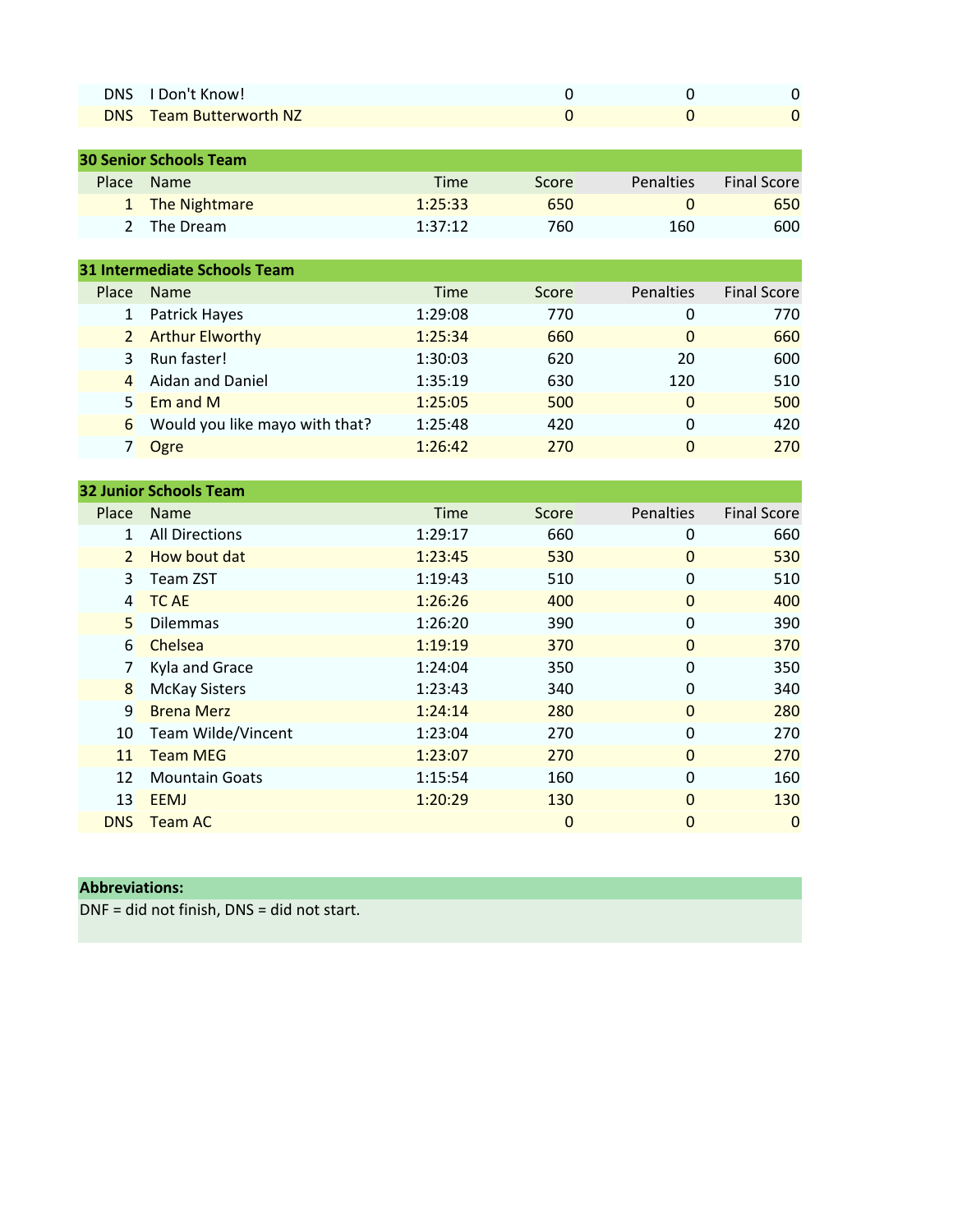| | | | | | |
|---|---|---|---|---|---|
| DNS | I Don't Know! | | 0 | 0 | 0 |
| DNS | Team Butterworth NZ | | 0 | 0 | 0 |

**30 Senior Schools Team**

| Place | Name | Time | Score | Penalties | Final Score |
|---|---|---|---|---|---|
| 1 | The Nightmare | 1:25:33 | 650 | 0 | 650 |
| 2 | The Dream | 1:37:12 | 760 | 160 | 600 |

**31 Intermediate Schools Team**

| Place | Name | Time | Score | Penalties | Final Score |
|---|---|---|---|---|---|
| 1 | Patrick Hayes | 1:29:08 | 770 | 0 | 770 |
| 2 | Arthur Elworthy | 1:25:34 | 660 | 0 | 660 |
| 3 | Run faster! | 1:30:03 | 620 | 20 | 600 |
| 4 | Aidan and Daniel | 1:35:19 | 630 | 120 | 510 |
| 5 | Em and M | 1:25:05 | 500 | 0 | 500 |
| 6 | Would you like mayo with that? | 1:25:48 | 420 | 0 | 420 |
| 7 | Ogre | 1:26:42 | 270 | 0 | 270 |

**32 Junior Schools Team**

| Place | Name | Time | Score | Penalties | Final Score |
|---|---|---|---|---|---|
| 1 | All Directions | 1:29:17 | 660 | 0 | 660 |
| 2 | How bout dat | 1:23:45 | 530 | 0 | 530 |
| 3 | Team ZST | 1:19:43 | 510 | 0 | 510 |
| 4 | TC AE | 1:26:26 | 400 | 0 | 400 |
| 5 | Dilemmas | 1:26:20 | 390 | 0 | 390 |
| 6 | Chelsea | 1:19:19 | 370 | 0 | 370 |
| 7 | Kyla and Grace | 1:24:04 | 350 | 0 | 350 |
| 8 | McKay Sisters | 1:23:43 | 340 | 0 | 340 |
| 9 | Brena Merz | 1:24:14 | 280 | 0 | 280 |
| 10 | Team Wilde/Vincent | 1:23:04 | 270 | 0 | 270 |
| 11 | Team MEG | 1:23:07 | 270 | 0 | 270 |
| 12 | Mountain Goats | 1:15:54 | 160 | 0 | 160 |
| 13 | EEMJ | 1:20:29 | 130 | 0 | 130 |
| DNS | Team AC | | 0 | 0 | 0 |

**Abbreviations:**

DNF = did not finish, DNS = did not start.